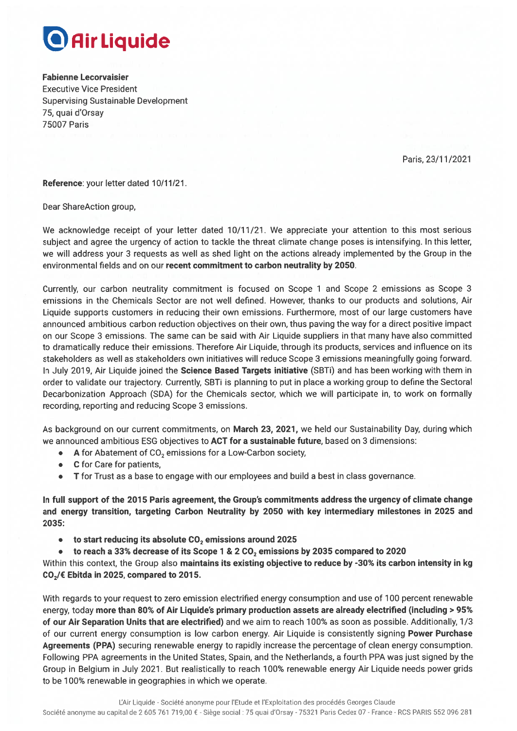# Air Liquide

**Fabienne Lecorvaisier**
Executive Vice President
Supervising Sustainable Development
75, quai d'Orsay
75007 Paris

Paris, 23/11/2021

**Reference**: your letter dated 10/11/21.

Dear ShareAction group,

We acknowledge receipt of your letter dated 10/11/21. We appreciate your attention to this most serious subject and agree the urgency of action to tackle the threat climate change poses is intensifying. In this letter, we will address your 3 requests as well as shed light on the actions already implemented by the Group in the environmental fields and on our **recent commitment to carbon neutrality by 2050**.

Currently, our carbon neutrality commitment is focused on Scope 1 and Scope 2 emissions as Scope 3 emissions in the Chemicals Sector are not well defined. However, thanks to our products and solutions, Air Liquide supports customers in reducing their own emissions. Furthermore, most of our large customers have announced ambitious carbon reduction objectives on their own, thus paving the way for a direct positive impact on our Scope 3 emissions. The same can be said with Air Liquide suppliers in that many have also committed to dramatically reduce their emissions. Therefore Air Liquide, through its products, services and influence on its stakeholders as well as stakeholders own initiatives will reduce Scope 3 emissions meaningfully going forward. In July 2019, Air Liquide joined the **Science Based Targets initiative** (SBTi) and has been working with them in order to validate our trajectory. Currently, SBTi is planning to put in place a working group to define the Sectoral Decarbonization Approach (SDA) for the Chemicals sector, which we will participate in, to work on formally recording, reporting and reducing Scope 3 emissions.

As background on our current commitments, on **March 23, 2021,** we held our Sustainability Day, during which we announced ambitious ESG objectives to **ACT for a sustainable future**, based on 3 dimensions:

- **A** for Abatement of $CO_2$ emissions for a Low-Carbon society,
- **C** for Care for patients,
- **T** for Trust as a base to engage with our employees and build a best in class governance.

**In full support of the 2015 Paris agreement, the Group's commitments address the urgency of climate change and energy transition, targeting Carbon Neutrality by 2050 with key intermediary milestones in 2025 and 2035:**

- **to start reducing its absolute $CO_2$ emissions around 2025**
- **to reach a 33% decrease of its Scope 1 & 2 $CO_2$ emissions by 2035 compared to 2020**

Within this context, the Group also **maintains its existing objective to reduce by -30% its carbon intensity in kg $CO_2$/€ Ebitda in 2025, compared to 2015.**

With regards to your request to zero emission electrified energy consumption and use of 100 percent renewable energy, today **more than 80% of Air Liquide's primary production assets are already electrified (including > 95% of our Air Separation Units that are electrified)** and we aim to reach 100% as soon as possible. Additionally, 1/3 of our current energy consumption is low carbon energy. Air Liquide is consistently signing **Power Purchase Agreements (PPA)** securing renewable energy to rapidly increase the percentage of clean energy consumption. Following PPA agreements in the United States, Spain, and the Netherlands, a fourth PPA was just signed by the Group in Belgium in July 2021. But realistically to reach 100% renewable energy Air Liquide needs power grids to be 100% renewable in geographies in which we operate.

L'Air Liquide - Société anonyme pour l'Etude et l'Exploitation des procédés Georges Claude
Société anonyme au capital de 2 605 761 719,00 € - Siège social : 75 quai d'Orsay - 75321 Paris Cedex 07 - France - RCS PARIS 552 096 281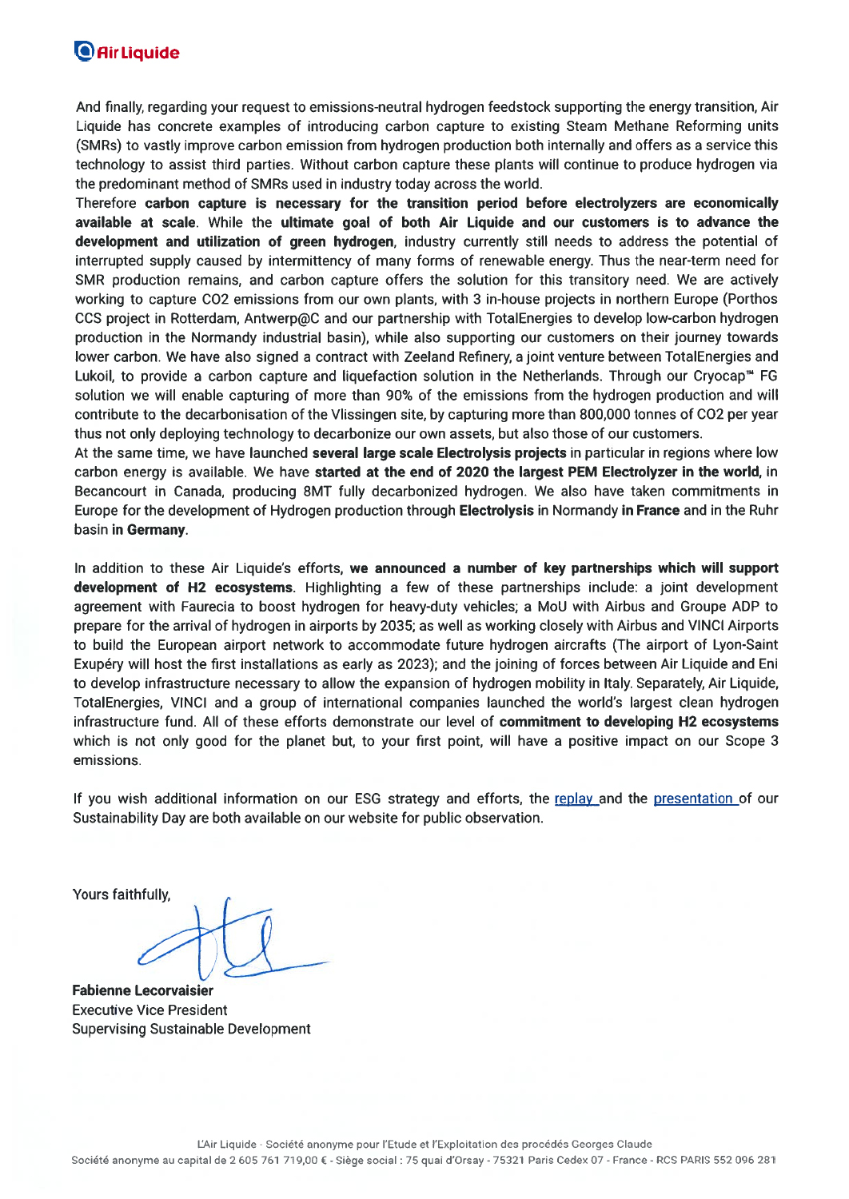And finally, regarding your request to emissions-neutral hydrogen feedstock supporting the energy transition, Air Liquide has concrete examples of introducing carbon capture to existing Steam Methane Reforming units (SMRs) to vastly improve carbon emission from hydrogen production both internally and offers as a service this technology to assist third parties. Without carbon capture these plants will continue to produce hydrogen via the predominant method of SMRs used in industry today across the world.

Therefore **carbon capture is necessary for the transition period before electrolyzers are economically available at scale**. While the **ultimate goal of both Air Liquide and our customers is to advance the development and utilization of green hydrogen**, industry currently still needs to address the potential of interrupted supply caused by intermittency of many forms of renewable energy. Thus the near-term need for SMR production remains, and carbon capture offers the solution for this transitory need. We are actively working to capture CO2 emissions from our own plants, with 3 in-house projects in northern Europe (Porthos CCS project in Rotterdam, Antwerp@C and our partnership with TotalEnergies to develop low-carbon hydrogen production in the Normandy industrial basin), while also supporting our customers on their journey towards lower carbon. We have also signed a contract with Zeeland Refinery, a joint venture between TotalEnergies and Lukoil, to provide a carbon capture and liquefaction solution in the Netherlands. Through our Cryocap™ FG solution we will enable capturing of more than 90% of the emissions from the hydrogen production and will contribute to the decarbonisation of the Vlissingen site, by capturing more than 800,000 tonnes of CO2 per year thus not only deploying technology to decarbonize our own assets, but also those of our customers.

At the same time, we have launched **several large scale Electrolysis projects** in particular in regions where low carbon energy is available. We have **started at the end of 2020 the largest PEM Electrolyzer in the world**, in Becancourt in Canada, producing 8MT fully decarbonized hydrogen. We also have taken commitments in Europe for the development of Hydrogen production through **Electrolysis** in Normandy **in France** and in the Ruhr basin **in Germany**.

In addition to these Air Liquide's efforts, **we announced a number of key partnerships which will support development of H2 ecosystems**. Highlighting a few of these partnerships include: a joint development agreement with Faurecia to boost hydrogen for heavy-duty vehicles; a MoU with Airbus and Groupe ADP to prepare for the arrival of hydrogen in airports by 2035; as well as working closely with Airbus and VINCI Airports to build the European airport network to accommodate future hydrogen aircrafts (The airport of Lyon-Saint Exupéry will host the first installations as early as 2023); and the joining of forces between Air Liquide and Eni to develop infrastructure necessary to allow the expansion of hydrogen mobility in Italy. Separately, Air Liquide, TotalEnergies, VINCI and a group of international companies launched the world's largest clean hydrogen infrastructure fund. All of these efforts demonstrate our level of **commitment to developing H2 ecosystems** which is not only good for the planet but, to your first point, will have a positive impact on our Scope 3 emissions.

If you wish additional information on our ESG strategy and efforts, the replay and the presentation of our Sustainability Day are both available on our website for public observation.

Yours faithfully,

**Fabienne Lecorvaisier**
Executive Vice President
Supervising Sustainable Development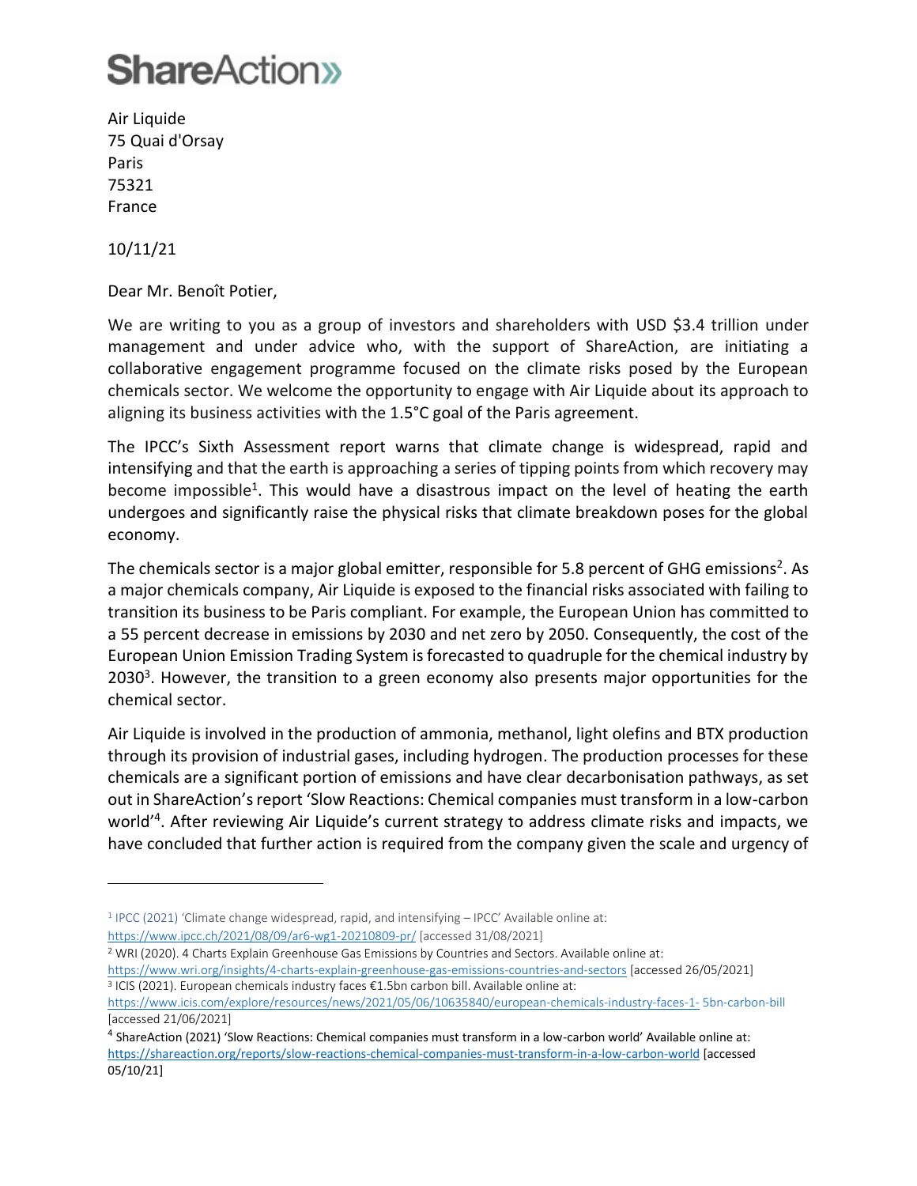# ShareAction»

Air Liquide
75 Quai d'Orsay
Paris
75321
France

10/11/21

Dear Mr. Benoît Potier,

We are writing to you as a group of investors and shareholders with USD $3.4 trillion under management and under advice who, with the support of ShareAction, are initiating a collaborative engagement programme focused on the climate risks posed by the European chemicals sector. We welcome the opportunity to engage with Air Liquide about its approach to aligning its business activities with the 1.5°C goal of the Paris agreement.

The IPCC's Sixth Assessment report warns that climate change is widespread, rapid and intensifying and that the earth is approaching a series of tipping points from which recovery may become impossible[1]. This would have a disastrous impact on the level of heating the earth undergoes and significantly raise the physical risks that climate breakdown poses for the global economy.

The chemicals sector is a major global emitter, responsible for 5.8 percent of GHG emissions[2]. As a major chemicals company, Air Liquide is exposed to the financial risks associated with failing to transition its business to be Paris compliant. For example, the European Union has committed to a 55 percent decrease in emissions by 2030 and net zero by 2050. Consequently, the cost of the European Union Emission Trading System is forecasted to quadruple for the chemical industry by 2030[3]. However, the transition to a green economy also presents major opportunities for the chemical sector.

Air Liquide is involved in the production of ammonia, methanol, light olefins and BTX production through its provision of industrial gases, including hydrogen. The production processes for these chemicals are a significant portion of emissions and have clear decarbonisation pathways, as set out in ShareAction's report 'Slow Reactions: Chemical companies must transform in a low-carbon world'[4]. After reviewing Air Liquide's current strategy to address climate risks and impacts, we have concluded that further action is required from the company given the scale and urgency of

---

[1] IPCC (2021) 'Climate change widespread, rapid, and intensifying – IPCC' Available online at: https://www.ipcc.ch/2021/08/09/ar6-wg1-20210809-pr/ [accessed 31/08/2021]

[2] WRI (2020). 4 Charts Explain Greenhouse Gas Emissions by Countries and Sectors. Available online at: https://www.wri.org/insights/4-charts-explain-greenhouse-gas-emissions-countries-and-sectors [accessed 26/05/2021]

[3] ICIS (2021). European chemicals industry faces €1.5bn carbon bill. Available online at: https://www.icis.com/explore/resources/news/2021/05/06/10635840/european-chemicals-industry-faces-1- 5bn-carbon-bill [accessed 21/06/2021]

[4] ShareAction (2021) 'Slow Reactions: Chemical companies must transform in a low-carbon world' Available online at: https://shareaction.org/reports/slow-reactions-chemical-companies-must-transform-in-a-low-carbon-world [accessed 05/10/21]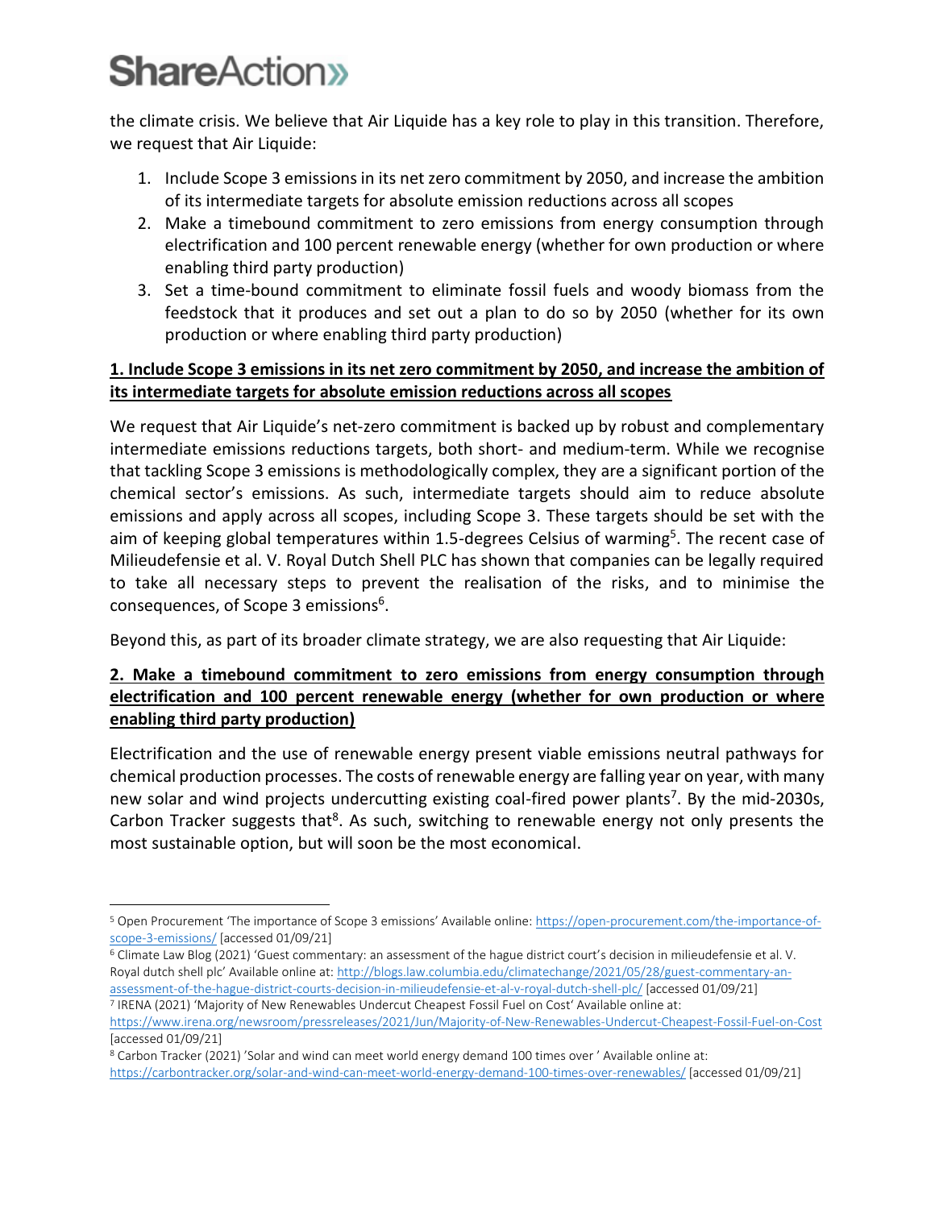the climate crisis. We believe that Air Liquide has a key role to play in this transition. Therefore, we request that Air Liquide:

1. Include Scope 3 emissions in its net zero commitment by 2050, and increase the ambition of its intermediate targets for absolute emission reductions across all scopes
2. Make a timebound commitment to zero emissions from energy consumption through electrification and 100 percent renewable energy (whether for own production or where enabling third party production)
3. Set a time-bound commitment to eliminate fossil fuels and woody biomass from the feedstock that it produces and set out a plan to do so by 2050 (whether for its own production or where enabling third party production)

**1. Include Scope 3 emissions in its net zero commitment by 2050, and increase the ambition of its intermediate targets for absolute emission reductions across all scopes**

We request that Air Liquide's net-zero commitment is backed up by robust and complementary intermediate emissions reductions targets, both short- and medium-term. While we recognise that tackling Scope 3 emissions is methodologically complex, they are a significant portion of the chemical sector's emissions. As such, intermediate targets should aim to reduce absolute emissions and apply across all scopes, including Scope 3. These targets should be set with the aim of keeping global temperatures within 1.5-degrees Celsius of warming[5]. The recent case of Milieudefensie et al. V. Royal Dutch Shell PLC has shown that companies can be legally required to take all necessary steps to prevent the realisation of the risks, and to minimise the consequences, of Scope 3 emissions[6].

Beyond this, as part of its broader climate strategy, we are also requesting that Air Liquide:

**2. Make a timebound commitment to zero emissions from energy consumption through electrification and 100 percent renewable energy (whether for own production or where enabling third party production)**

Electrification and the use of renewable energy present viable emissions neutral pathways for chemical production processes. The costs of renewable energy are falling year on year, with many new solar and wind projects undercutting existing coal-fired power plants[7]. By the mid-2030s, Carbon Tracker suggests that[8]. As such, switching to renewable energy not only presents the most sustainable option, but will soon be the most economical.

---

[5] Open Procurement 'The importance of Scope 3 emissions' Available online: https://open-procurement.com/the-importance-of-scope-3-emissions/ [accessed 01/09/21]

[6] Climate Law Blog (2021) 'Guest commentary: an assessment of the hague district court's decision in milieudefensie et al. V. Royal dutch shell plc' Available online at: http://blogs.law.columbia.edu/climatechange/2021/05/28/guest-commentary-an-assessment-of-the-hague-district-courts-decision-in-milieudefensie-et-al-v-royal-dutch-shell-plc/ [accessed 01/09/21]

[7] IRENA (2021) 'Majority of New Renewables Undercut Cheapest Fossil Fuel on Cost' Available online at: https://www.irena.org/newsroom/pressreleases/2021/Jun/Majority-of-New-Renewables-Undercut-Cheapest-Fossil-Fuel-on-Cost [accessed 01/09/21]

[8] Carbon Tracker (2021) 'Solar and wind can meet world energy demand 100 times over ' Available online at: https://carbontracker.org/solar-and-wind-can-meet-world-energy-demand-100-times-over-renewables/ [accessed 01/09/21]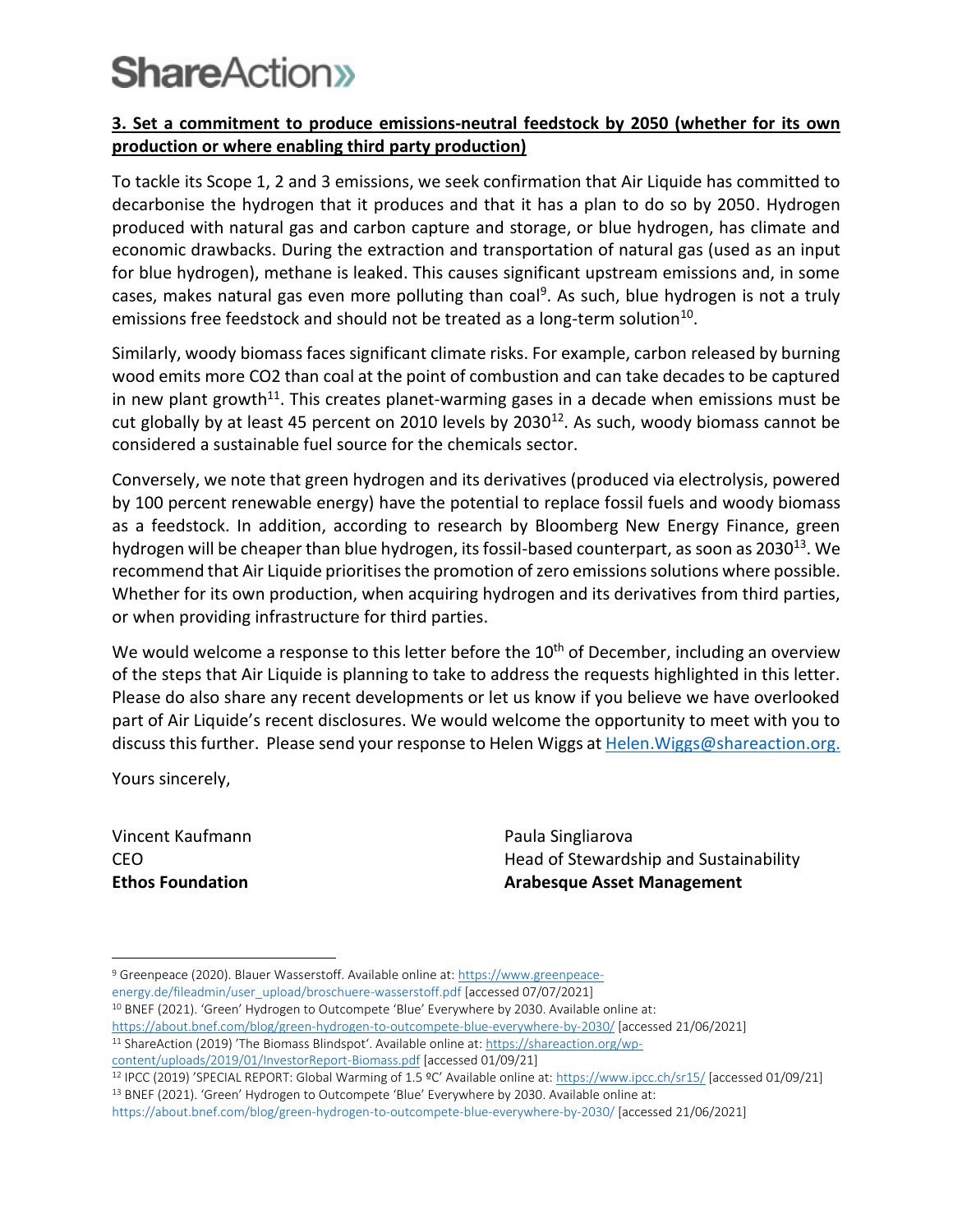**3. Set a commitment to produce emissions-neutral feedstock by 2050 (whether for its own production or where enabling third party production)**

To tackle its Scope 1, 2 and 3 emissions, we seek confirmation that Air Liquide has committed to decarbonise the hydrogen that it produces and that it has a plan to do so by 2050. Hydrogen produced with natural gas and carbon capture and storage, or blue hydrogen, has climate and economic drawbacks. During the extraction and transportation of natural gas (used as an input for blue hydrogen), methane is leaked. This causes significant upstream emissions and, in some cases, makes natural gas even more polluting than coal[9]. As such, blue hydrogen is not a truly emissions free feedstock and should not be treated as a long-term solution[10].

Similarly, woody biomass faces significant climate risks. For example, carbon released by burning wood emits more CO2 than coal at the point of combustion and can take decades to be captured in new plant growth[11]. This creates planet-warming gases in a decade when emissions must be cut globally by at least 45 percent on 2010 levels by 2030[12]. As such, woody biomass cannot be considered a sustainable fuel source for the chemicals sector.

Conversely, we note that green hydrogen and its derivatives (produced via electrolysis, powered by 100 percent renewable energy) have the potential to replace fossil fuels and woody biomass as a feedstock. In addition, according to research by Bloomberg New Energy Finance, green hydrogen will be cheaper than blue hydrogen, its fossil-based counterpart, as soon as 2030[13]. We recommend that Air Liquide prioritises the promotion of zero emissions solutions where possible. Whether for its own production, when acquiring hydrogen and its derivatives from third parties, or when providing infrastructure for third parties.

We would welcome a response to this letter before the 10th of December, including an overview of the steps that Air Liquide is planning to take to address the requests highlighted in this letter. Please do also share any recent developments or let us know if you believe we have overlooked part of Air Liquide's recent disclosures. We would welcome the opportunity to meet with you to discuss this further. Please send your response to Helen Wiggs at Helen.Wiggs@shareaction.org.

Yours sincerely,

Vincent Kaufmann
CEO
**Ethos Foundation**

Paula Singliarova
Head of Stewardship and Sustainability
**Arabesque Asset Management**

---

[9] Greenpeace (2020). Blauer Wasserstoff. Available online at: https://www.greenpeace-energy.de/fileadmin/user_upload/broschuere-wasserstoff.pdf [accessed 07/07/2021]

[10] BNEF (2021). 'Green' Hydrogen to Outcompete 'Blue' Everywhere by 2030. Available online at: https://about.bnef.com/blog/green-hydrogen-to-outcompete-blue-everywhere-by-2030/ [accessed 21/06/2021]

[11] ShareAction (2019) 'The Biomass Blindspot'. Available online at: https://shareaction.org/wp-content/uploads/2019/01/InvestorReport-Biomass.pdf [accessed 01/09/21]

[12] IPCC (2019) 'SPECIAL REPORT: Global Warming of 1.5 ºC' Available online at: https://www.ipcc.ch/sr15/ [accessed 01/09/21]

[13] BNEF (2021). 'Green' Hydrogen to Outcompete 'Blue' Everywhere by 2030. Available online at: https://about.bnef.com/blog/green-hydrogen-to-outcompete-blue-everywhere-by-2030/ [accessed 21/06/2021]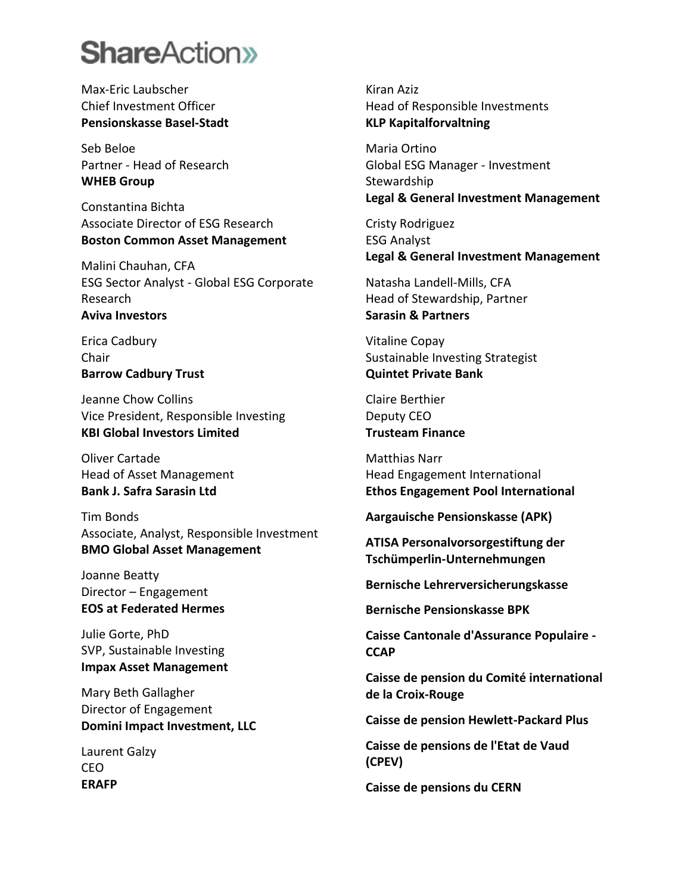Max-Eric Laubscher
Chief Investment Officer
**Pensionskasse Basel-Stadt**

Seb Beloe
Partner - Head of Research
**WHEB Group**

Constantina Bichta
Associate Director of ESG Research
**Boston Common Asset Management**

Malini Chauhan, CFA
ESG Sector Analyst - Global ESG Corporate Research
**Aviva Investors**

Erica Cadbury
Chair
**Barrow Cadbury Trust**

Jeanne Chow Collins
Vice President, Responsible Investing
**KBI Global Investors Limited**

Oliver Cartade
Head of Asset Management
**Bank J. Safra Sarasin Ltd**

Tim Bonds
Associate, Analyst, Responsible Investment
**BMO Global Asset Management**

Joanne Beatty
Director – Engagement
**EOS at Federated Hermes**

Julie Gorte, PhD
SVP, Sustainable Investing
**Impax Asset Management**

Mary Beth Gallagher
Director of Engagement
**Domini Impact Investment, LLC**

Laurent Galzy
CEO
**ERAFP**

Kiran Aziz
Head of Responsible Investments
**KLP Kapitalforvaltning**

Maria Ortino
Global ESG Manager - Investment Stewardship
**Legal & General Investment Management**

Cristy Rodriguez
ESG Analyst
**Legal & General Investment Management**

Natasha Landell-Mills, CFA
Head of Stewardship, Partner
**Sarasin & Partners**

Vitaline Copay
Sustainable Investing Strategist
**Quintet Private Bank**

Claire Berthier
Deputy CEO
**Trusteam Finance**

Matthias Narr
Head Engagement International
**Ethos Engagement Pool International**

**Aargauische Pensionskasse (APK)**

**ATISA Personalvorsorgestiftung der Tschümperlin-Unternehmungen**

**Bernische Lehrerversicherungskasse**

**Bernische Pensionskasse BPK**

**Caisse Cantonale d'Assurance Populaire - CCAP**

**Caisse de pension du Comité international de la Croix-Rouge**

**Caisse de pension Hewlett-Packard Plus**

**Caisse de pensions de l'Etat de Vaud (CPEV)**

**Caisse de pensions du CERN**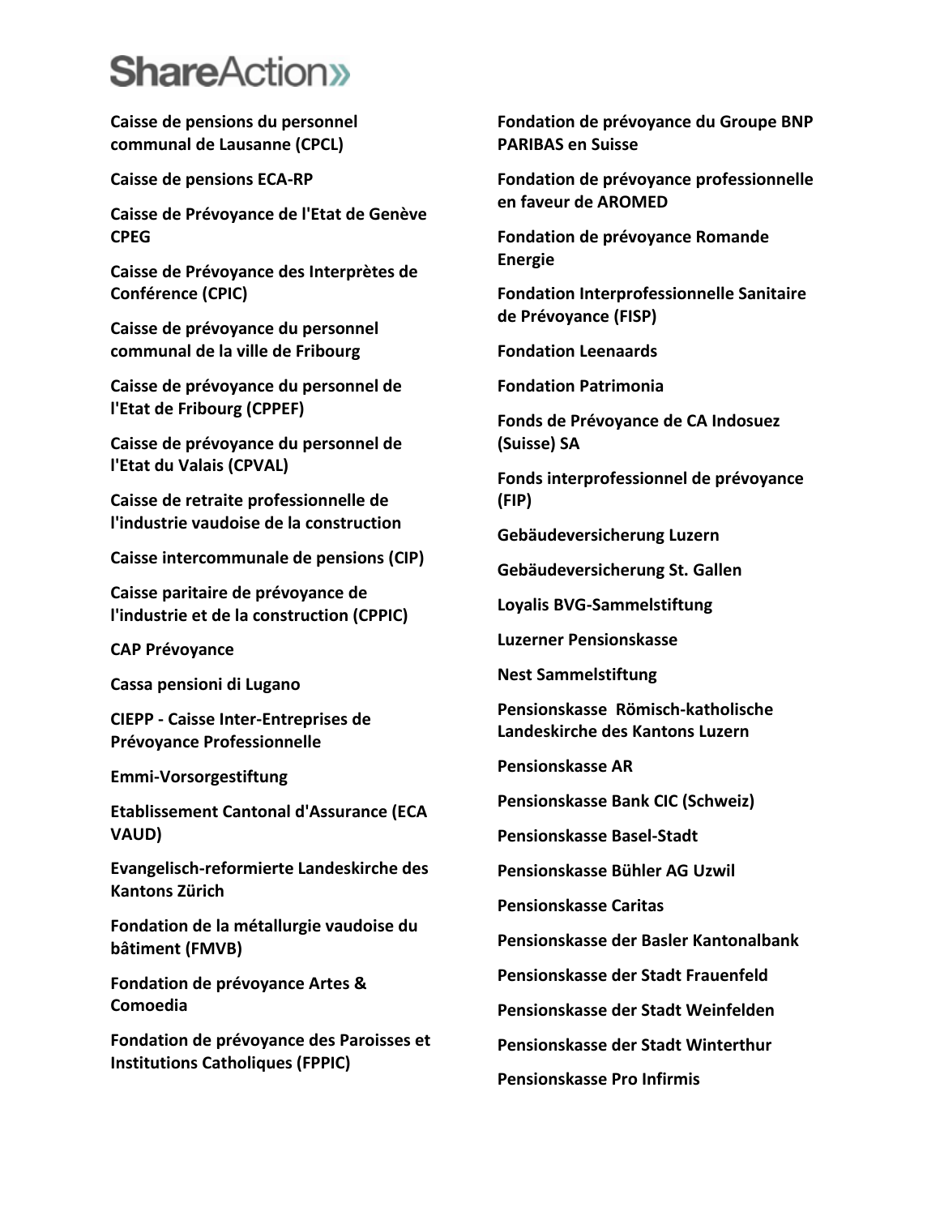**Caisse de pensions du personnel communal de Lausanne (CPCL)**

**Caisse de pensions ECA-RP**

**Caisse de Prévoyance de l'Etat de Genève CPEG**

**Caisse de Prévoyance des Interprètes de Conférence (CPIC)**

**Caisse de prévoyance du personnel communal de la ville de Fribourg**

**Caisse de prévoyance du personnel de l'Etat de Fribourg (CPPEF)**

**Caisse de prévoyance du personnel de l'Etat du Valais (CPVAL)**

**Caisse de retraite professionnelle de l'industrie vaudoise de la construction**

**Caisse intercommunale de pensions (CIP)**

**Caisse paritaire de prévoyance de l'industrie et de la construction (CPPIC)**

**CAP Prévoyance**

**Cassa pensioni di Lugano**

**CIEPP - Caisse Inter-Entreprises de Prévoyance Professionnelle**

**Emmi-Vorsorgestiftung**

**Etablissement Cantonal d'Assurance (ECA VAUD)**

**Evangelisch-reformierte Landeskirche des Kantons Zürich**

**Fondation de la métallurgie vaudoise du bâtiment (FMVB)**

**Fondation de prévoyance Artes & Comoedia**

**Fondation de prévoyance des Paroisses et Institutions Catholiques (FPPIC)**

**Fondation de prévoyance du Groupe BNP PARIBAS en Suisse**

**Fondation de prévoyance professionnelle en faveur de AROMED**

**Fondation de prévoyance Romande Energie**

**Fondation Interprofessionnelle Sanitaire de Prévoyance (FISP)**

**Fondation Leenaards**

**Fondation Patrimonia**

**Fonds de Prévoyance de CA Indosuez (Suisse) SA**

**Fonds interprofessionnel de prévoyance (FIP)**

**Gebäudeversicherung Luzern**

**Gebäudeversicherung St. Gallen**

**Loyalis BVG-Sammelstiftung**

**Luzerner Pensionskasse**

**Nest Sammelstiftung**

**Pensionskasse Römisch-katholische Landeskirche des Kantons Luzern**

**Pensionskasse AR**

**Pensionskasse Bank CIC (Schweiz)**

**Pensionskasse Basel-Stadt**

**Pensionskasse Bühler AG Uzwil**

**Pensionskasse Caritas**

**Pensionskasse der Basler Kantonalbank**

**Pensionskasse der Stadt Frauenfeld**

**Pensionskasse der Stadt Weinfelden**

**Pensionskasse der Stadt Winterthur**

**Pensionskasse Pro Infirmis**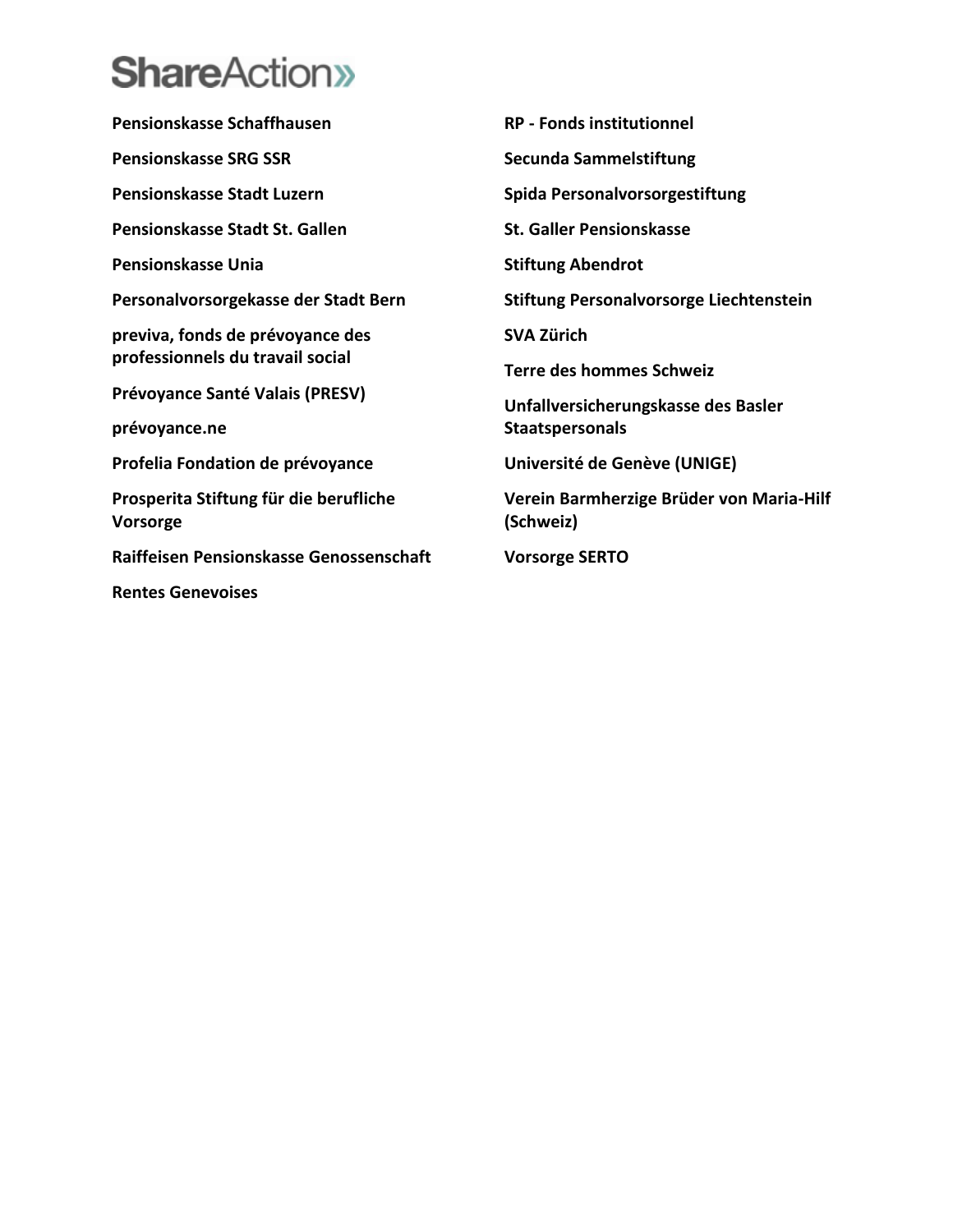**Pensionskasse Schaffhausen**

**Pensionskasse SRG SSR**

**Pensionskasse Stadt Luzern**

**Pensionskasse Stadt St. Gallen**

**Pensionskasse Unia**

**Personalvorsorgekasse der Stadt Bern**

**previva, fonds de prévoyance des professionnels du travail social**

**Prévoyance Santé Valais (PRESV)**

**prévoyance.ne**

**Profelia Fondation de prévoyance**

**Prosperita Stiftung für die berufliche Vorsorge**

**Raiffeisen Pensionskasse Genossenschaft**

**Rentes Genevoises**

**RP - Fonds institutionnel**

**Secunda Sammelstiftung**

**Spida Personalvorsorgestiftung**

**St. Galler Pensionskasse**

**Stiftung Abendrot**

**Stiftung Personalvorsorge Liechtenstein**

**SVA Zürich**

**Terre des hommes Schweiz**

**Unfallversicherungskasse des Basler Staatspersonals**

**Université de Genève (UNIGE)**

**Verein Barmherzige Brüder von Maria-Hilf (Schweiz)**

**Vorsorge SERTO**